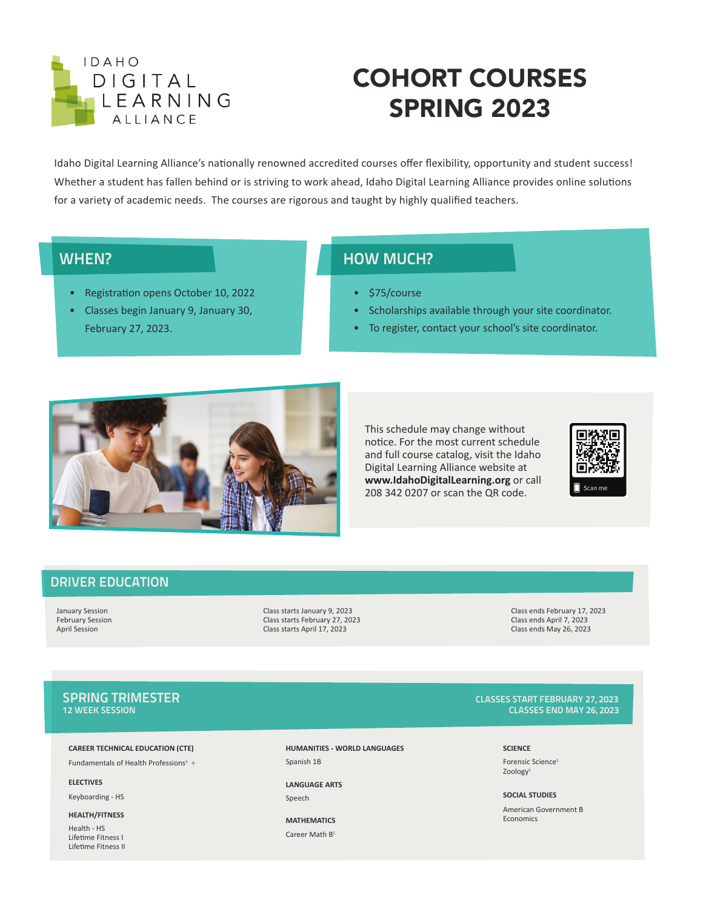IDAHO DIGITAL LEARNING ALLIANCE

# COHORT COURSES SPRING 2023

Idaho Digital Learning Alliance's nationally renowned accredited courses offer flexibility, opportunity and student success! Whether a student has fallen behind or is striving to work ahead, Idaho Digital Learning Alliance provides online solutions for a variety of academic needs. The courses are rigorous and taught by highly qualified teachers.

## WHEN?

- Registration opens October 10, 2022
- Classes begin January 9, January 30, February 27, 2023.

## HOW MUCH?

- $75/course
- Scholarships available through your school's site coordinator.
- To register, contact your school's site coordinator.

This schedule may change without notice. For the most current schedule and full course catalog, visit the Idaho Digital Learning Alliance website at **www.IdahoDigitalLearning.org** or call 208 342 0207 or scan the QR code.

Scan me

## DRIVER EDUCATION

| Session | Start | End |
|---|---|---|
| January Session | Class starts January 9, 2023 | Class ends February 17, 2023 |
| February Session | Class starts February 27, 2023 | Class ends April 7, 2023 |
| April Session | Class starts April 17, 2023 | Class ends May 26, 2023 |

## SPRING TRIMESTER

### 12 WEEK SESSION

**CLASSES START FEBRUARY 27, 2023**
**CLASSES END MAY 26, 2023**

**CAREER TECHNICAL EDUCATION (CTE)**

Fundamentals of Health Professions[$] +

**ELECTIVES**

Keyboarding - HS

**HEALTH/FITNESS**

Health - HS
Lifetime Fitness I
Lifetime Fitness II

**HUMANITIES - WORLD LANGUAGES**

Spanish 1B

**LANGUAGE ARTS**

Speech

**MATHEMATICS**

Career Math B[$]

**SCIENCE**

Forensic Science[$]
Zoology[$]

**SOCIAL STUDIES**

American Government B
Economics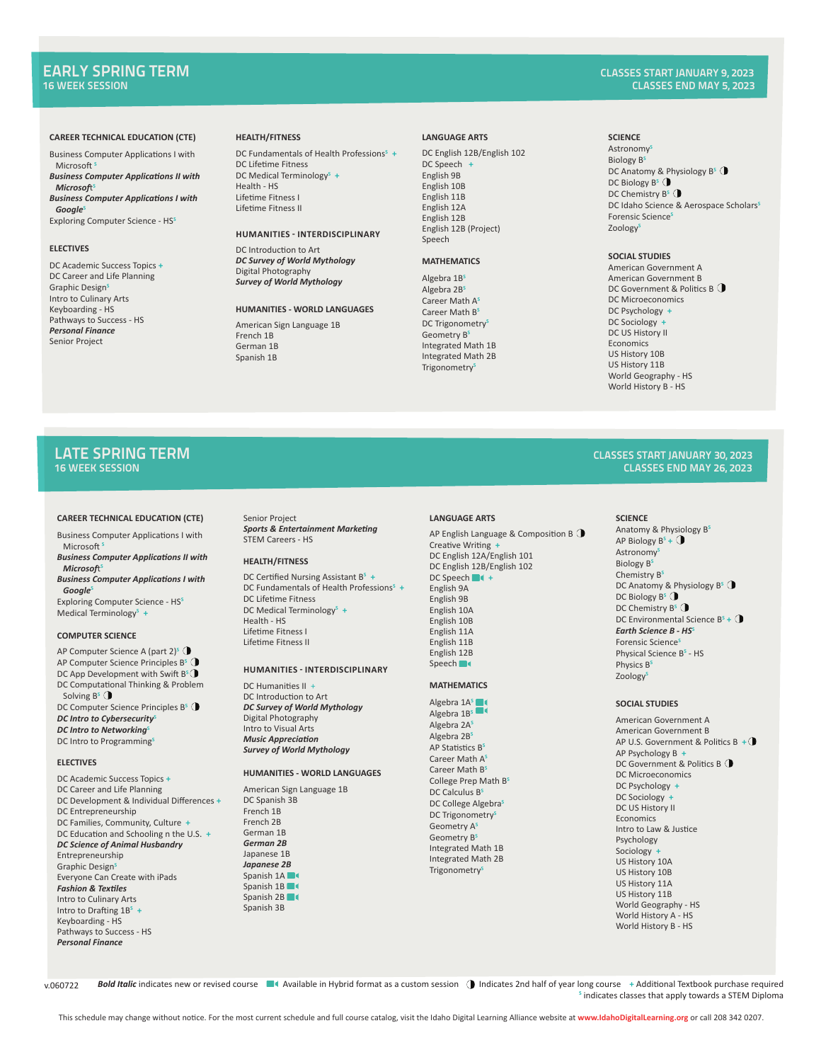## EARLY SPRING TERM
**16 WEEK SESSION**

**CLASSES START JANUARY 9, 2023**
**CLASSES END MAY 5, 2023**

### CAREER TECHNICAL EDUCATION (CTE)

Business Computer Applications I with Microsoft [S]
***Business Computer Applications II with Microsoft*** [S]
***Business Computer Applications I with Google*** [S]
Exploring Computer Science - HS [S]

### ELECTIVES

DC Academic Success Topics +
DC Career and Life Planning
Graphic Design [S]
Intro to Culinary Arts
Keyboarding - HS
Pathways to Success - HS
***Personal Finance***
Senior Project

### HEALTH/FITNESS

DC Fundamentals of Health Professions [S] +
DC Lifetime Fitness
DC Medical Terminology [S] +
Health - HS
Lifetime Fitness I
Lifetime Fitness II

### HUMANITIES - INTERDISCIPLINARY

DC Introduction to Art
***DC Survey of World Mythology***
Digital Photography
***Survey of World Mythology***

### HUMANITIES - WORLD LANGUAGES

American Sign Language 1B
French 1B
German 1B
Spanish 1B

### LANGUAGE ARTS

DC English 12B/English 102
DC Speech +
English 9B
English 10B
English 11B
English 12A
English 12B
English 12B (Project)
Speech

### MATHEMATICS

Algebra 1B [S]
Algebra 2B [S]
Career Math A [S]
Career Math B [S]
DC Trigonometry [S]
Geometry B [S]
Integrated Math 1B
Integrated Math 2B
Trigonometry [S]

### SCIENCE

Astronomy [S]
Biology B [S]
DC Anatomy & Physiology B [S] ◑
DC Biology B [S] ◑
DC Chemistry B [S] ◑
DC Idaho Science & Aerospace Scholars [S]
Forensic Science [S]
Zoology [S]

### SOCIAL STUDIES

American Government A
American Government B
DC Government & Politics B ◑
DC Microeconomics
DC Psychology +
DC Sociology +
DC US History II
Economics
US History 10B
US History 11B
World Geography - HS
World History B - HS

## LATE SPRING TERM
**16 WEEK SESSION**

**CLASSES START JANUARY 30, 2023**
**CLASSES END MAY 26, 2023**

### CAREER TECHNICAL EDUCATION (CTE)

Business Computer Applications I with Microsoft [S]
***Business Computer Applications II with Microsoft*** [S]
***Business Computer Applications I with Google*** [S]
Exploring Computer Science - HS [S]
Medical Terminology [S] +

### COMPUTER SCIENCE

AP Computer Science A (part 2) [S] ◑
AP Computer Science Principles B [S] ◑
DC App Development with Swift B [S] ◑
DC Computational Thinking & Problem Solving B [S] ◑
DC Computer Science Principles B [S] ◑
***DC Intro to Cybersecurity*** [S]
***DC Intro to Networking*** [S]
DC Intro to Programming [S]

### ELECTIVES

DC Academic Success Topics +
DC Career and Life Planning
DC Development & Individual Differences +
DC Entrepreneurship
DC Families, Community, Culture +
DC Education and Schooling n the U.S. +
***DC Science of Animal Husbandry***
Entrepreneurship
Graphic Design [S]
Everyone Can Create with iPads
***Fashion & Textiles***
Intro to Culinary Arts
Intro to Drafting 1B [S] +
Keyboarding - HS
Pathways to Success - HS
***Personal Finance***
Senior Project
***Sports & Entertainment Marketing***
STEM Careers - HS

### HEALTH/FITNESS

DC Certified Nursing Assistant B [S] +
DC Fundamentals of Health Professions [S] +
DC Lifetime Fitness
DC Medical Terminology [S] +
Health - HS
Lifetime Fitness I
Lifetime Fitness II

### HUMANITIES - INTERDISCIPLINARY

DC Humanities II +
DC Introduction to Art
***DC Survey of World Mythology***
Digital Photography
Intro to Visual Arts
***Music Appreciation***
***Survey of World Mythology***

### HUMANITIES - WORLD LANGUAGES

American Sign Language 1B
DC Spanish 3B
French 1B
French 2B
German 1B
***German 2B***
Japanese 1B
***Japanese 2B***
Spanish 1A (Hybrid)
Spanish 1B (Hybrid)
Spanish 2B (Hybrid)
Spanish 3B

### LANGUAGE ARTS

AP English Language & Composition B ◑
Creative Writing +
DC English 12A/English 101
DC English 12B/English 102
DC Speech (Hybrid) +
English 9A
English 9B
English 10A
English 10B
English 11A
English 11B
English 12B
Speech (Hybrid)

### MATHEMATICS

Algebra 1A [S] (Hybrid)
Algebra 1B [S] (Hybrid)
Algebra 2A [S]
Algebra 2B [S]
AP Statistics B [S]
Career Math A [S]
Career Math B [S]
College Prep Math B [S]
DC Calculus B [S]
DC College Algebra [S]
DC Trigonometry [S]
Geometry A [S]
Geometry B [S]
Integrated Math 1B
Integrated Math 2B
Trigonometry [S]

### SCIENCE

Anatomy & Physiology B [S]
AP Biology B [S] + ◑
Astronomy [S]
Biology B [S]
Chemistry B [S]
DC Anatomy & Physiology B [S] ◑
DC Biology B [S] ◑
DC Chemistry B [S] ◑
DC Environmental Science B [S] + ◑
***Earth Science B - HS*** [S]
Forensic Science [S]
Physical Science B [S] - HS
Physics B [S]
Zoology [S]

### SOCIAL STUDIES

American Government A
American Government B
AP U.S. Government & Politics B + ◑
AP Psychology B +
DC Government & Politics B ◑
DC Microeconomics
DC Psychology +
DC Sociology +
DC US History II
Economics
Intro to Law & Justice
Psychology
Sociology +
US History 10A
US History 10B
US History 11A
US History 11B
World Geography - HS
World History A - HS
World History B - HS

v.060722 ***Bold Italic*** indicates new or revised course (Hybrid) Available in Hybrid format as a custom session ◑ Indicates 2nd half of year long course + Additional Textbook purchase required [S] indicates classes that apply towards a STEM Diploma

This schedule may change without notice. For the most current schedule and full course catalog, visit the Idaho Digital Learning Alliance website at **www.IdahoDigitalLearning.org** or call 208 342 0207.